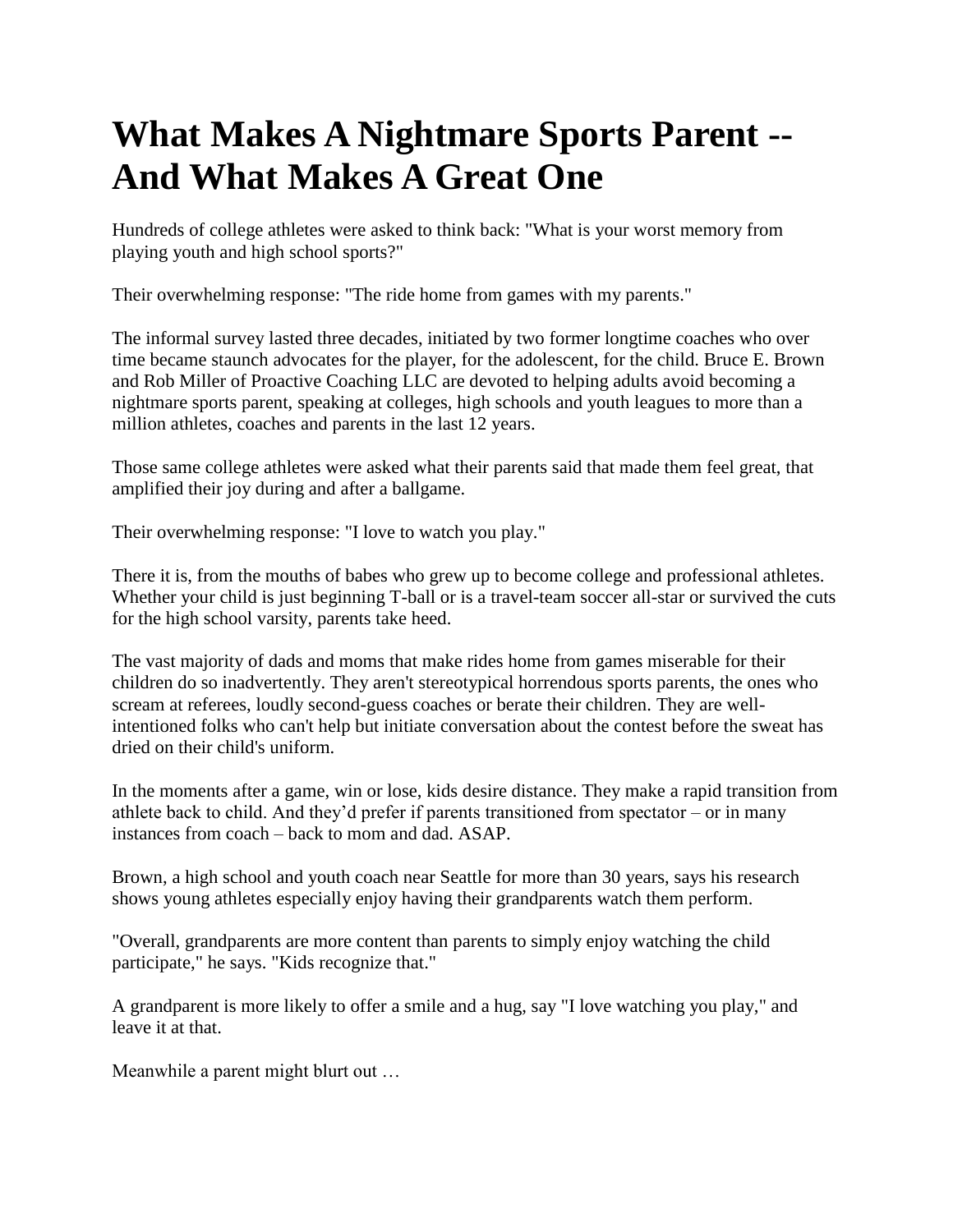# What Makes A Nightmare Sports Parent -- And What Makes A Great One

Hundreds of college athletes were asked to think back: "What is your worst memory from playing youth and high school sports?"

Their overwhelming response: "The ride home from games with my parents."

The informal survey lasted three decades, initiated by two former longtime coaches who over time became staunch advocates for the player, for the adolescent, for the child. Bruce E. Brown and Rob Miller of Proactive Coaching LLC are devoted to helping adults avoid becoming a nightmare sports parent, speaking at colleges, high schools and youth leagues to more than a million athletes, coaches and parents in the last 12 years.

Those same college athletes were asked what their parents said that made them feel great, that amplified their joy during and after a ballgame.

Their overwhelming response: "I love to watch you play."

There it is, from the mouths of babes who grew up to become college and professional athletes. Whether your child is just beginning T-ball or is a travel-team soccer all-star or survived the cuts for the high school varsity, parents take heed.

The vast majority of dads and moms that make rides home from games miserable for their children do so inadvertently. They aren't stereotypical horrendous sports parents, the ones who scream at referees, loudly second-guess coaches or berate their children. They are well-intentioned folks who can't help but initiate conversation about the contest before the sweat has dried on their child's uniform.

In the moments after a game, win or lose, kids desire distance. They make a rapid transition from athlete back to child. And they'd prefer if parents transitioned from spectator – or in many instances from coach – back to mom and dad. ASAP.

Brown, a high school and youth coach near Seattle for more than 30 years, says his research shows young athletes especially enjoy having their grandparents watch them perform.

"Overall, grandparents are more content than parents to simply enjoy watching the child participate," he says. "Kids recognize that."

A grandparent is more likely to offer a smile and a hug, say "I love watching you play," and leave it at that.

Meanwhile a parent might blurt out …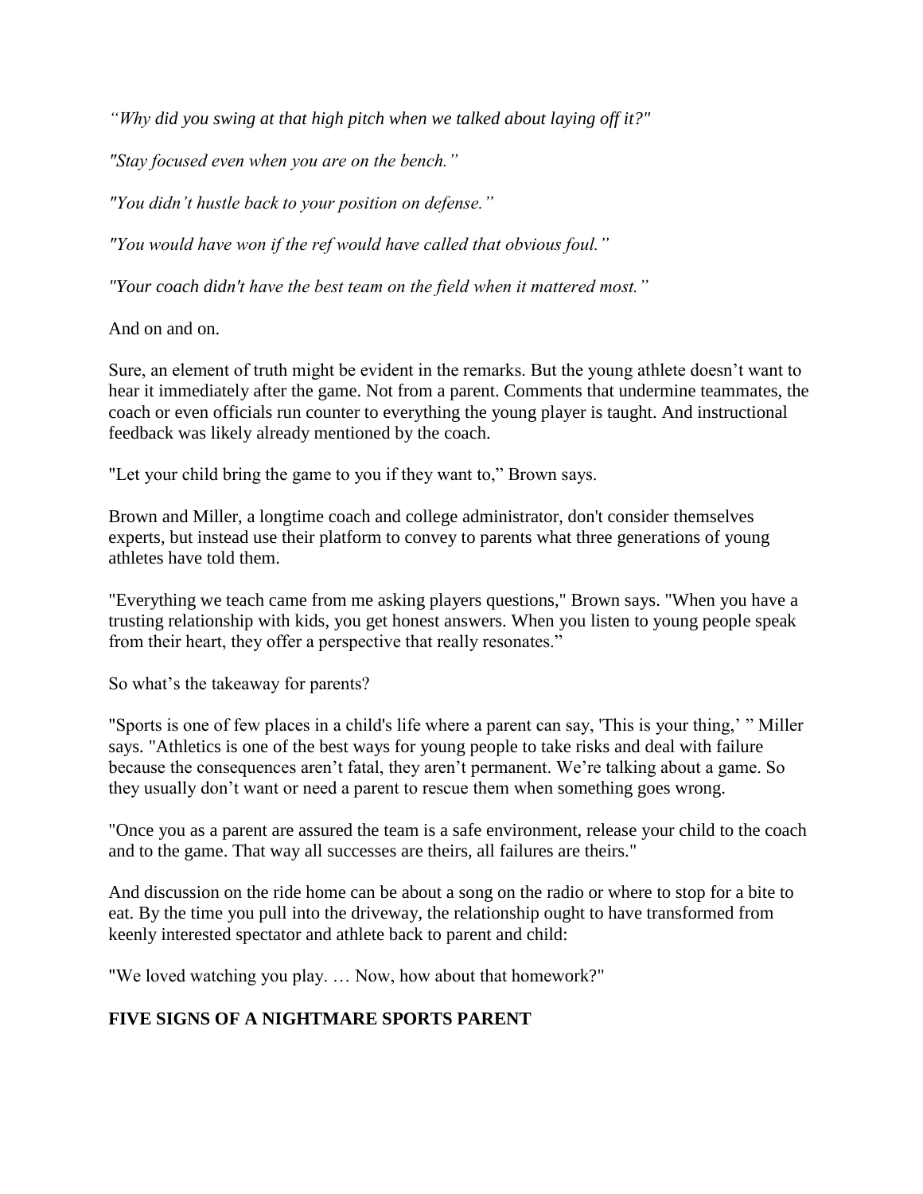*"Why did you swing at that high pitch when we talked about laying off it?"*

*"Stay focused even when you are on the bench."*

*"You didn't hustle back to your position on defense."*

*"You would have won if the ref would have called that obvious foul."*

*"Your coach didn't have the best team on the field when it mattered most."*

And on and on.

Sure, an element of truth might be evident in the remarks. But the young athlete doesn't want to hear it immediately after the game. Not from a parent. Comments that undermine teammates, the coach or even officials run counter to everything the young player is taught. And instructional feedback was likely already mentioned by the coach.

"Let your child bring the game to you if they want to," Brown says.

Brown and Miller, a longtime coach and college administrator, don't consider themselves experts, but instead use their platform to convey to parents what three generations of young athletes have told them.

"Everything we teach came from me asking players questions," Brown says. "When you have a trusting relationship with kids, you get honest answers. When you listen to young people speak from their heart, they offer a perspective that really resonates."

So what's the takeaway for parents?

"Sports is one of few places in a child's life where a parent can say, 'This is your thing,' " Miller says. "Athletics is one of the best ways for young people to take risks and deal with failure because the consequences aren't fatal, they aren't permanent. We're talking about a game. So they usually don't want or need a parent to rescue them when something goes wrong.

"Once you as a parent are assured the team is a safe environment, release your child to the coach and to the game. That way all successes are theirs, all failures are theirs."

And discussion on the ride home can be about a song on the radio or where to stop for a bite to eat. By the time you pull into the driveway, the relationship ought to have transformed from keenly interested spectator and athlete back to parent and child:

"We loved watching you play. … Now, how about that homework?"

**FIVE SIGNS OF A NIGHTMARE SPORTS PARENT**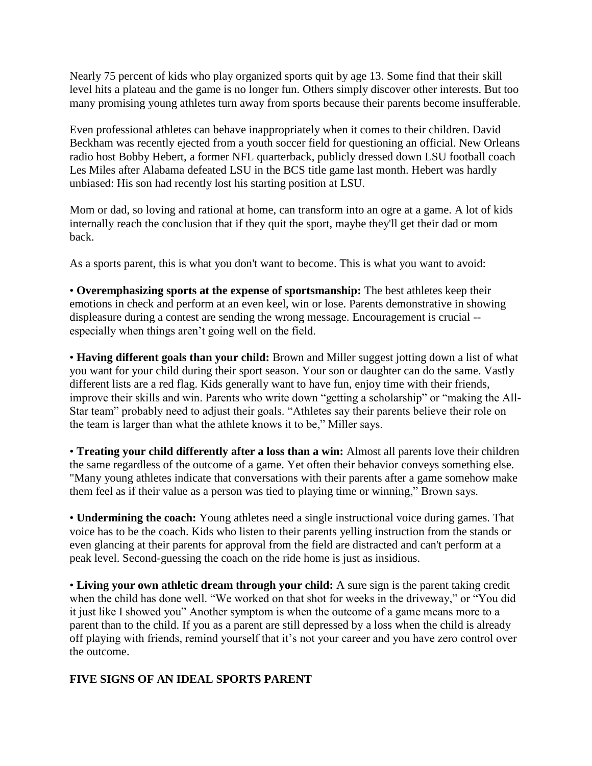Nearly 75 percent of kids who play organized sports quit by age 13. Some find that their skill level hits a plateau and the game is no longer fun. Others simply discover other interests. But too many promising young athletes turn away from sports because their parents become insufferable.

Even professional athletes can behave inappropriately when it comes to their children. David Beckham was recently ejected from a youth soccer field for questioning an official. New Orleans radio host Bobby Hebert, a former NFL quarterback, publicly dressed down LSU football coach Les Miles after Alabama defeated LSU in the BCS title game last month. Hebert was hardly unbiased: His son had recently lost his starting position at LSU.

Mom or dad, so loving and rational at home, can transform into an ogre at a game. A lot of kids internally reach the conclusion that if they quit the sport, maybe they'll get their dad or mom back.

As a sports parent, this is what you don't want to become. This is what you want to avoid:

• **Overemphasizing sports at the expense of sportsmanship:** The best athletes keep their emotions in check and perform at an even keel, win or lose. Parents demonstrative in showing displeasure during a contest are sending the wrong message. Encouragement is crucial -- especially when things aren't going well on the field.

• **Having different goals than your child:** Brown and Miller suggest jotting down a list of what you want for your child during their sport season. Your son or daughter can do the same. Vastly different lists are a red flag. Kids generally want to have fun, enjoy time with their friends, improve their skills and win. Parents who write down "getting a scholarship" or "making the All-Star team" probably need to adjust their goals. "Athletes say their parents believe their role on the team is larger than what the athlete knows it to be," Miller says.

• **Treating your child differently after a loss than a win:** Almost all parents love their children the same regardless of the outcome of a game. Yet often their behavior conveys something else. "Many young athletes indicate that conversations with their parents after a game somehow make them feel as if their value as a person was tied to playing time or winning," Brown says.

• **Undermining the coach:** Young athletes need a single instructional voice during games. That voice has to be the coach. Kids who listen to their parents yelling instruction from the stands or even glancing at their parents for approval from the field are distracted and can't perform at a peak level. Second-guessing the coach on the ride home is just as insidious.

• **Living your own athletic dream through your child:** A sure sign is the parent taking credit when the child has done well. "We worked on that shot for weeks in the driveway," or "You did it just like I showed you" Another symptom is when the outcome of a game means more to a parent than to the child. If you as a parent are still depressed by a loss when the child is already off playing with friends, remind yourself that it's not your career and you have zero control over the outcome.

## FIVE SIGNS OF AN IDEAL SPORTS PARENT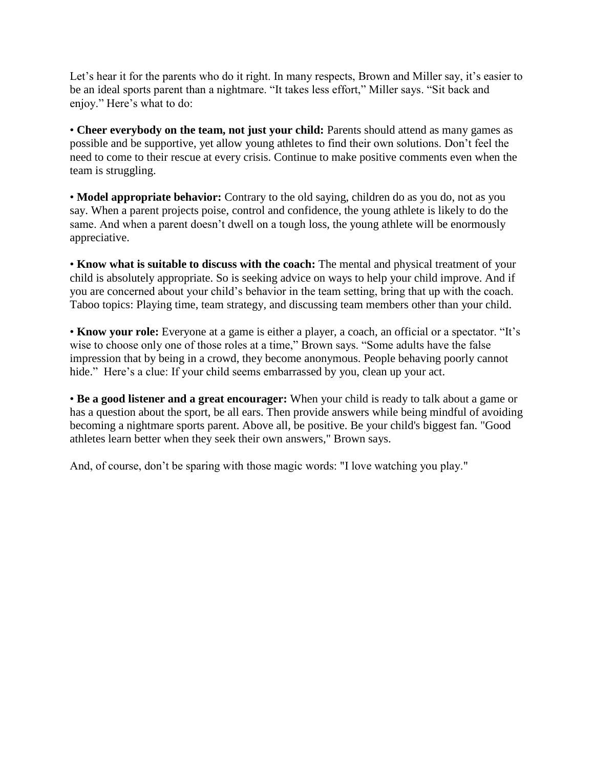Let's hear it for the parents who do it right. In many respects, Brown and Miller say, it's easier to be an ideal sports parent than a nightmare. "It takes less effort," Miller says. "Sit back and enjoy." Here's what to do:

• **Cheer everybody on the team, not just your child:** Parents should attend as many games as possible and be supportive, yet allow young athletes to find their own solutions. Don't feel the need to come to their rescue at every crisis. Continue to make positive comments even when the team is struggling.

• **Model appropriate behavior:** Contrary to the old saying, children do as you do, not as you say. When a parent projects poise, control and confidence, the young athlete is likely to do the same. And when a parent doesn't dwell on a tough loss, the young athlete will be enormously appreciative.

• **Know what is suitable to discuss with the coach:** The mental and physical treatment of your child is absolutely appropriate. So is seeking advice on ways to help your child improve. And if you are concerned about your child's behavior in the team setting, bring that up with the coach. Taboo topics: Playing time, team strategy, and discussing team members other than your child.

• **Know your role:** Everyone at a game is either a player, a coach, an official or a spectator. "It's wise to choose only one of those roles at a time," Brown says. "Some adults have the false impression that by being in a crowd, they become anonymous. People behaving poorly cannot hide." Here's a clue: If your child seems embarrassed by you, clean up your act.

• **Be a good listener and a great encourager:** When your child is ready to talk about a game or has a question about the sport, be all ears. Then provide answers while being mindful of avoiding becoming a nightmare sports parent. Above all, be positive. Be your child's biggest fan. "Good athletes learn better when they seek their own answers," Brown says.

And, of course, don't be sparing with those magic words: "I love watching you play."